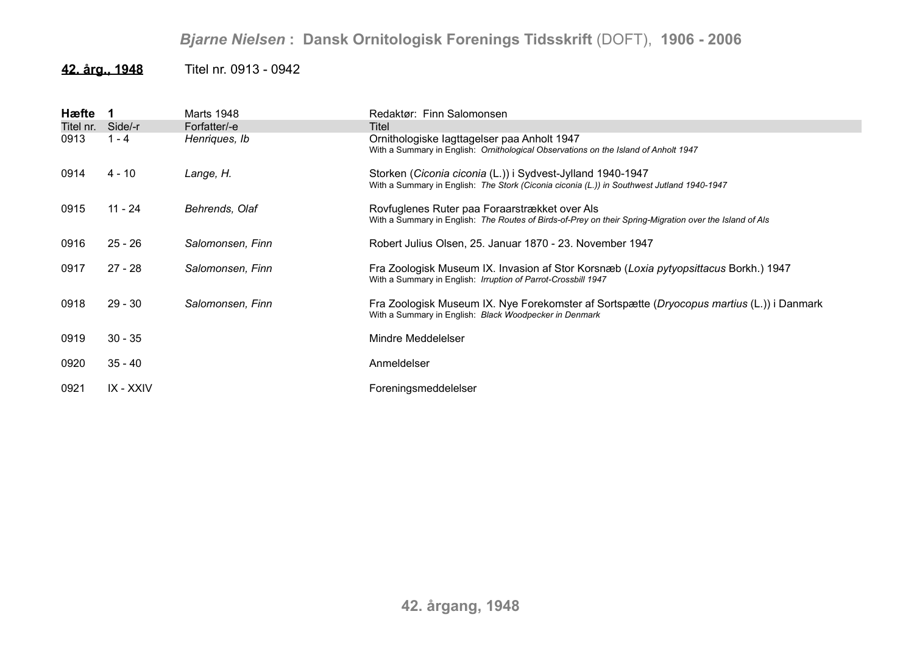**42. årg., 1948** Titel nr. 0913 - 0942

| **Hæfte 1** | | Marts 1948 | Redaktør: Finn Salomonsen |
|---|---|---|---|
| Titel nr. | Side/-r | Forfatter/-e | Titel |
| 0913 | 1 - 4 | *Henriques, Ib* | Ornithologiske Iagttagelser paa Anholt 1947<br>With a Summary in English: *Ornithological Observations on the Island of Anholt 1947* |
| 0914 | 4 - 10 | *Lange, H.* | Storken (*Ciconia ciconia* (L.)) i Sydvest-Jylland 1940-1947<br>With a Summary in English: *The Stork (Ciconia ciconia (L.)) in Southwest Jutland 1940-1947* |
| 0915 | 11 - 24 | *Behrends, Olaf* | Rovfuglenes Ruter paa Foraarstrækket over Als<br>With a Summary in English: *The Routes of Birds-of-Prey on their Spring-Migration over the Island of Als* |
| 0916 | 25 - 26 | *Salomonsen, Finn* | Robert Julius Olsen, 25. Januar 1870 - 23. November 1947 |
| 0917 | 27 - 28 | *Salomonsen, Finn* | Fra Zoologisk Museum IX. Invasion af Stor Korsnæb (*Loxia pytyopsittacus* Borkh.) 1947<br>With a Summary in English: *Irruption of Parrot-Crossbill 1947* |
| 0918 | 29 - 30 | *Salomonsen, Finn* | Fra Zoologisk Museum IX. Nye Forekomster af Sortspætte (*Dryocopus martius* (L.)) i Danmark<br>With a Summary in English: *Black Woodpecker in Denmark* |
| 0919 | 30 - 35 | | Mindre Meddelelser |
| 0920 | 35 - 40 | | Anmeldelser |
| 0921 | IX - XXIV | | Foreningsmeddelelser |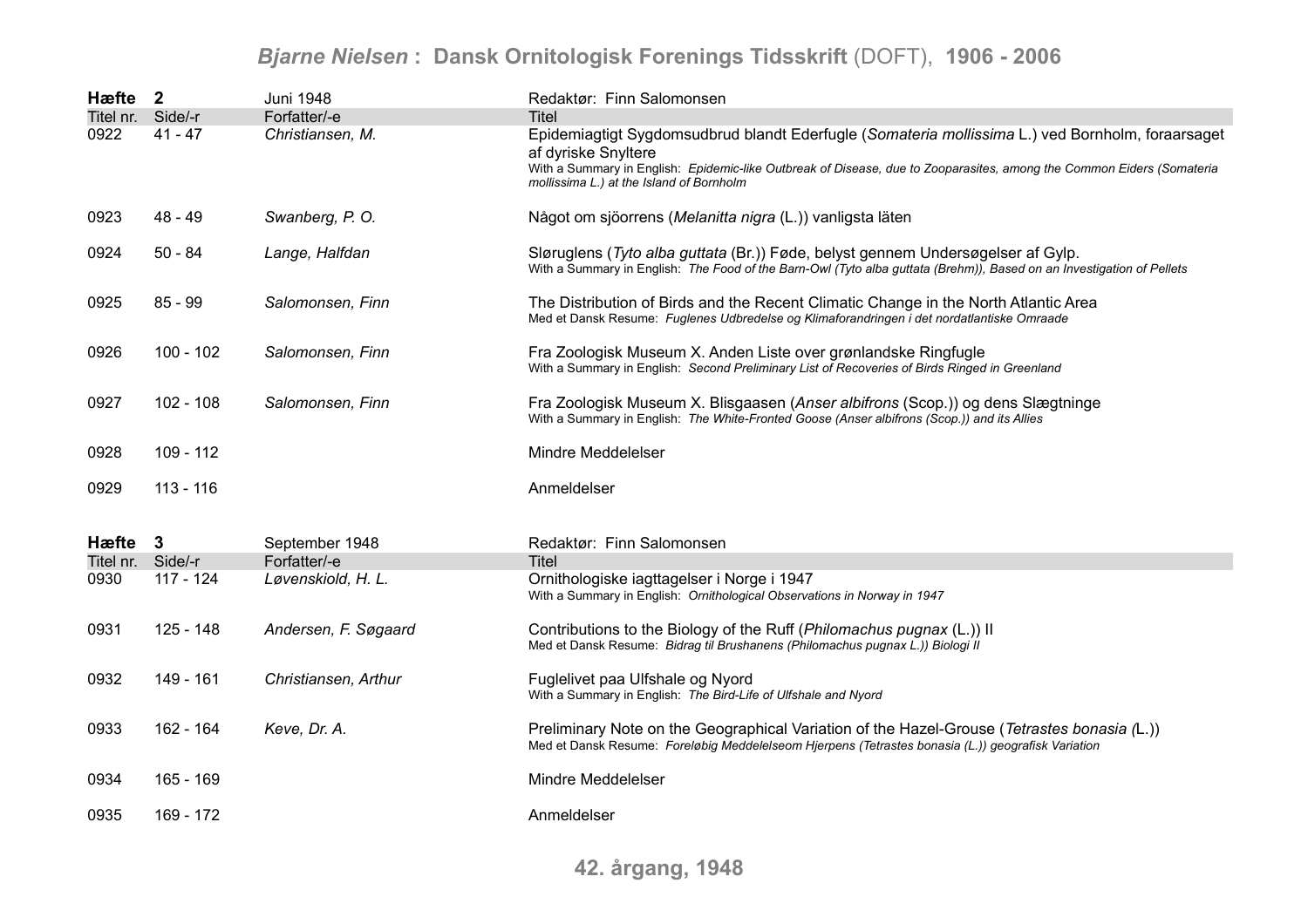## Hæfte 2 — Juni 1948 — Redaktør: Finn Salomonsen

| Titel nr. | Side/-r | Forfatter/-e | Titel |
|---|---|---|---|
| 0922 | 41 - 47 | *Christiansen, M.* | Epidemiagtigt Sygdomsudbrud blandt Ederfugle (*Somateria mollissima* L.) ved Bornholm, foraarsaget af dyriske Snyltere<br>With a Summary in English: *Epidemic-like Outbreak of Disease, due to Zooparasites, among the Common Eiders (Somateria mollissima L.) at the Island of Bornholm* |
| 0923 | 48 - 49 | *Swanberg, P. O.* | Något om sjöorrens (*Melanitta nigra* (L.)) vanligsta läten |
| 0924 | 50 - 84 | *Lange, Halfdan* | Sløruglens (*Tyto alba guttata* (Br.)) Føde, belyst gennem Undersøgelser af Gylp.<br>With a Summary in English: *The Food of the Barn-Owl (Tyto alba guttata (Brehm)), Based on an Investigation of Pellets* |
| 0925 | 85 - 99 | *Salomonsen, Finn* | The Distribution of Birds and the Recent Climatic Change in the North Atlantic Area<br>Med et Dansk Resume: *Fuglenes Udbredelse og Klimaforandringen i det nordatlantiske Omraade* |
| 0926 | 100 - 102 | *Salomonsen, Finn* | Fra Zoologisk Museum X. Anden Liste over grønlandske Ringfugle<br>With a Summary in English: *Second Preliminary List of Recoveries of Birds Ringed in Greenland* |
| 0927 | 102 - 108 | *Salomonsen, Finn* | Fra Zoologisk Museum X. Blisgaasen (*Anser albifrons* (Scop.)) og dens Slægtninge<br>With a Summary in English: *The White-Fronted Goose (Anser albifrons (Scop.)) and its Allies* |
| 0928 | 109 - 112 | | Mindre Meddelelser |
| 0929 | 113 - 116 | | Anmeldelser |

## Hæfte 3 — September 1948 — Redaktør: Finn Salomonsen

| Titel nr. | Side/-r | Forfatter/-e | Titel |
|---|---|---|---|
| 0930 | 117 - 124 | *Løvenskiold, H. L.* | Ornithologiske iagttagelser i Norge i 1947<br>With a Summary in English: *Ornithological Observations in Norway in 1947* |
| 0931 | 125 - 148 | *Andersen, F. Søgaard* | Contributions to the Biology of the Ruff (*Philomachus pugnax* (L.)) II<br>Med et Dansk Resume: *Bidrag til Brushanens (Philomachus pugnax L.)) Biologi II* |
| 0932 | 149 - 161 | *Christiansen, Arthur* | Fuglelivet paa Ulfshale og Nyord<br>With a Summary in English: *The Bird-Life of Ulfshale and Nyord* |
| 0933 | 162 - 164 | *Keve, Dr. A.* | Preliminary Note on the Geographical Variation of the Hazel-Grouse (*Tetrastes bonasia* (L.))<br>Med et Dansk Resume: *Foreløbig Meddelelseom Hjerpens (Tetrastes bonasia (L.)) geografisk Variation* |
| 0934 | 165 - 169 | | Mindre Meddelelser |
| 0935 | 169 - 172 | | Anmeldelser |

**42. årgang, 1948**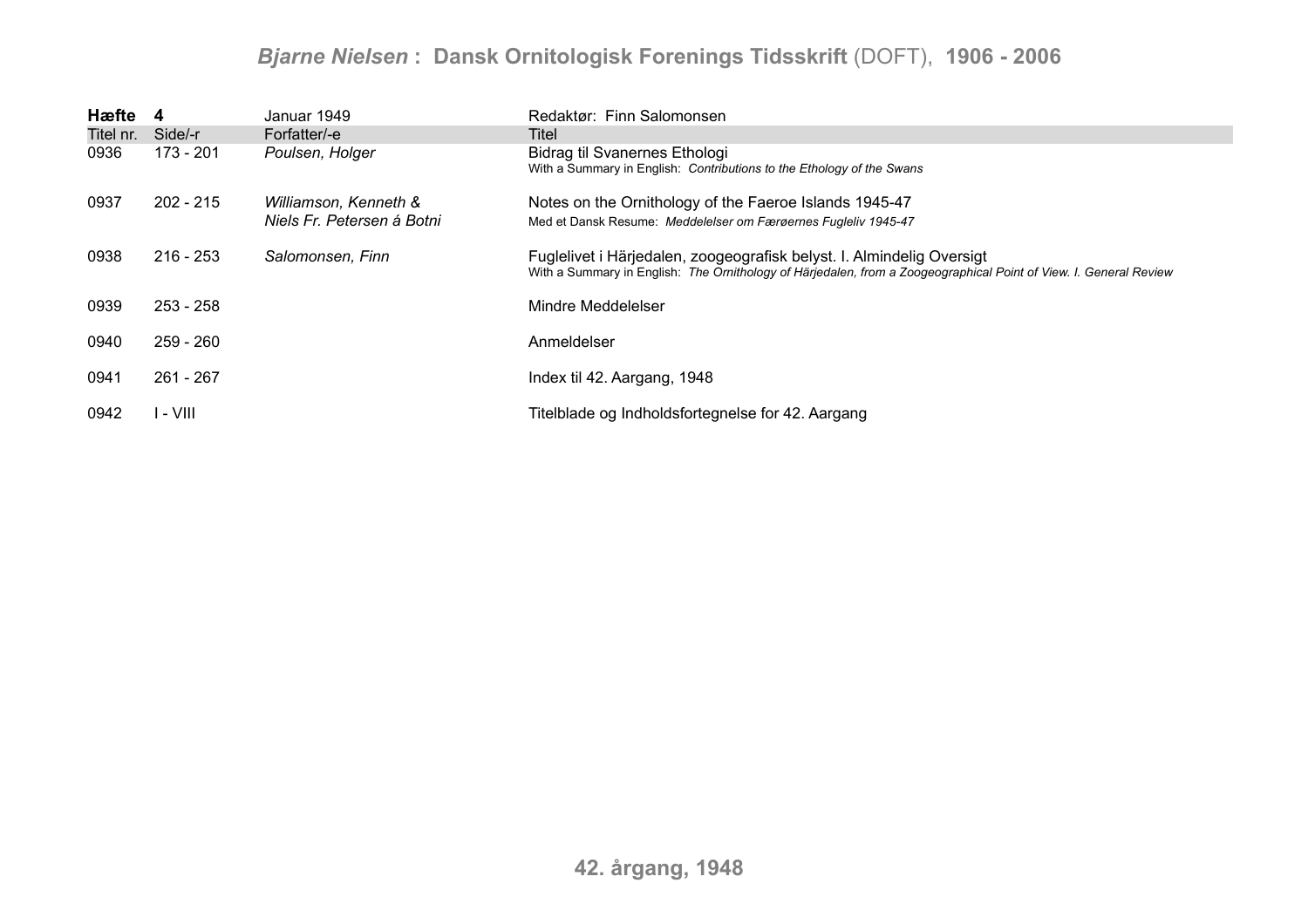| Hæfte 4 | | Januar 1949 | Redaktør: Finn Salomonsen |
|---|---|---|---|
| Titel nr. | Side/-r | Forfatter/-e | Titel |
| 0936 | 173 - 201 | *Poulsen, Holger* | Bidrag til Svanernes Ethologi<br>With a Summary in English: *Contributions to the Ethology of the Swans* |
| 0937 | 202 - 215 | *Williamson, Kenneth & Niels Fr. Petersen á Botni* | Notes on the Ornithology of the Faeroe Islands 1945-47<br>Med et Dansk Resume: *Meddelelser om Færøernes Fugleliv 1945-47* |
| 0938 | 216 - 253 | *Salomonsen, Finn* | Fuglelivet i Härjedalen, zoogeografisk belyst. I. Almindelig Oversigt<br>With a Summary in English: *The Ornithology of Härjedalen, from a Zoogeographical Point of View. I. General Review* |
| 0939 | 253 - 258 | | Mindre Meddelelser |
| 0940 | 259 - 260 | | Anmeldelser |
| 0941 | 261 - 267 | | Index til 42. Aargang, 1948 |
| 0942 | I - VIII | | Titelblade og Indholdsfortegnelse for 42. Aargang |

**42. årgang, 1948**